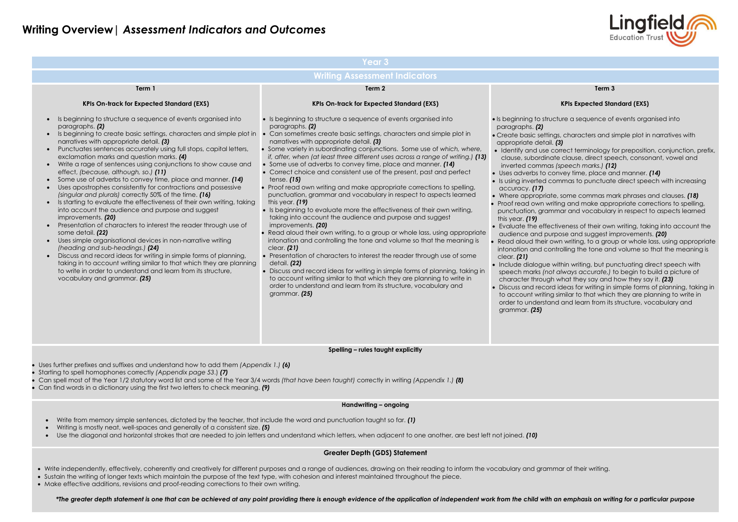# Writing Overview | *Assessment Indicators and Outcomes*

## Year 3

### Writing Assessment Indicators

#### Term 1

**KPIs On-track for Expected Standard (EXS)**

- Is beginning to structure a sequence of events organised into paragraphs. ***(2)***
- Is beginning to create basic settings, characters and simple plot in narratives with appropriate detail. ***(3)***
- Punctuates sentences accurately using full stops, capital letters, exclamation marks and question marks. ***(4)***
- Write a rage of sentences using conjunctions to show cause and effect, *(because, although, so.)* ***(11)***
- Some use of adverbs to convey time, place and manner. ***(14)***
- Uses apostrophes consistently for contractions and possessive *(singular and plurals)* correctly 50% of the time. ***(16)***
- Is starting to evaluate the effectiveness of their own writing, taking into account the audience and purpose and suggest improvements. ***(20)***
- Presentation of characters to interest the reader through use of some detail. ***(22)***
- Uses simple organisational devices in non-narrative writing *(heading and sub-headings.)* ***(24)***
- Discuss and record ideas for writing in simple forms of planning, taking in to account writing similar to that which they are planning to write in order to understand and learn from its structure, vocabulary and grammar. ***(25)***

#### Term 2

**KPIs On-track for Expected Standard (EXS)**

- Is beginning to structure a sequence of events organised into paragraphs. ***(2)***
- Can sometimes create basic settings, characters and simple plot in narratives with appropriate detail. ***(3)***
- Some variety in subordinating conjunctions. Some use of *which, where, if, after, when (at least three different uses across a range of writing.)* ***(13)***
- Some use of adverbs to convey time, place and manner. ***(14)***
- Correct choice and consistent use of the present, past and perfect tense. ***(15)***
- Proof read own writing and make appropriate corrections to spelling, punctuation, grammar and vocabulary in respect to aspects learned this year. ***(19)***
- Is beginning to evaluate more the effectiveness of their own writing, taking into account the audience and purpose and suggest improvements. ***(20)***
- Read aloud their own writing, to a group or whole lass, using appropriate intonation and controlling the tone and volume so that the meaning is clear. ***(21)***
- Presentation of characters to interest the reader through use of some detail. ***(22)***
- Discuss and record ideas for writing in simple forms of planning, taking in to account writing similar to that which they are planning to write in order to understand and learn from its structure, vocabulary and grammar. ***(25)***

#### Term 3

**KPIs Expected Standard (EXS)**

- Is beginning to structure a sequence of events organised into paragraphs. ***(2)***
- Create basic settings, characters and simple plot in narratives with appropriate detail. ***(3)***
- Identify and use correct terminology for preposition, conjunction, prefix, clause, subordinate clause, direct speech, consonant, vowel and inverted commas *(speech marks.)* ***(12)***
- Uses adverbs to convey time, place and manner. ***(14)***
- Is using inverted commas to punctuate direct speech with increasing accuracy. ***(17)***
- Where appropriate, some commas mark phrases and clauses. ***(18)***
- Proof read own writing and make appropriate corrections to spelling, punctuation, grammar and vocabulary in respect to aspects learned this year. ***(19)***
- Evaluate the effectiveness of their own writing, taking into account the audience and purpose and suggest improvements. ***(20)***
- Read aloud their own writing, to a group or whole lass, using appropriate intonation and controlling the tone and volume so that the meaning is clear. ***(21)***
- Include dialogue within writing, but punctuating direct speech with speech marks *(not always accurate,)* to begin to build a picture of character through what they say and how they say it. ***(23)***
- Discuss and record ideas for writing in simple forms of planning, taking in to account writing similar to that which they are planning to write in order to understand and learn from its structure, vocabulary and grammar. ***(25)***

### Spelling – rules taught explicitly

- Uses further prefixes and suffixes and understand how to add them *(Appendix 1.)* ***(6)***
- Starting to spell homophones correctly *(Appendix page 53.)* ***(7)***
- Can spell most of the Year 1/2 statutory word list and some of the Year 3/4 words *(that have been taught)* correctly in writing *(Appendix 1.)* ***(8)***
- Can find words in a dictionary using the first two letters to check meaning. ***(9)***

### Handwriting – ongoing

- Write from memory simple sentences, dictated by the teacher, that include the word and punctuation taught so far. ***(1)***
- Writing is mostly neat, well-spaces and generally of a consistent size. ***(5)***
- Use the diagonal and horizontal strokes that are needed to join letters and understand which letters, when adjacent to one another, are best left not joined. ***(10)***

### Greater Depth (GDS) Statement

- Write independently, effectively, coherently and creatively for different purposes and a range of audiences, drawing on their reading to inform the vocabulary and grammar of their writing.
- Sustain the writing of longer texts which maintain the purpose of the text type, with cohesion and interest maintained throughout the piece.
- Make effective additions, revisions and proof-reading corrections to their own writing.

***\*The greater depth statement is one that can be achieved at any point providing there is enough evidence of the application of independent work from the child with an emphasis on writing for a particular purpose***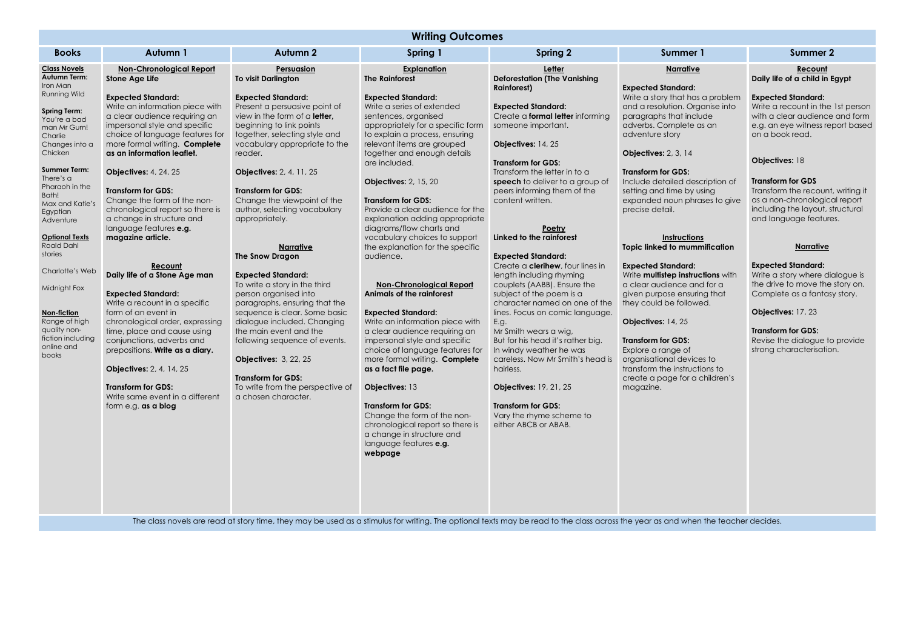# Writing Outcomes

| Books | Autumn 1 | Autumn 2 | Spring 1 | Spring 2 | Summer 1 | Summer 2 |
|---|---|---|---|---|---|---|
| **Class Novels**<br>**Autumn Term:**<br>Iron Man<br>Running Wild<br><br>**Spring Term:**<br>You're a bad man Mr Gum!<br>Charlie Changes into a Chicken<br><br>**Summer Term:**<br>There's a Pharaoh in the Bath!<br>Max and Katie's Egyptian Adventure<br><br>**Optional Texts**<br>Roald Dahl stories<br><br>Charlotte's Web<br><br>Midnight Fox<br><br>**Non-fiction**<br>Range of high quality non-fiction including online and books | **Non-Chronological Report**<br>**Stone Age Life**<br><br>**Expected Standard:**<br>Write an information piece with a clear audience requiring an impersonal style and specific choice of language features for more formal writing. **Complete as an information leaflet.**<br><br>**Objectives:** 4, 24, 25<br><br>**Transform for GDS:**<br>Change the form of the non-chronological report so there is a change in structure and language features **e.g. magazine article.**<br><br>**Recount**<br>**Daily life of a Stone Age man**<br><br>**Expected Standard:**<br>Write a recount in a specific form of an event in chronological order, expressing time, place and cause using conjunctions, adverbs and prepositions. **Write as a diary.**<br><br>**Objectives:** 2, 4, 14, 25<br><br>**Transform for GDS:**<br>Write same event in a different form e.g. **as a blog** | **Persuasion**<br>**To visit Darlington**<br><br>**Expected Standard:**<br>Present a persuasive point of view in the form of a **letter,** beginning to link points together, selecting style and vocabulary appropriate to the reader.<br><br>**Objectives:** 2, 4, 11, 25<br><br>**Transform for GDS:**<br>Change the viewpoint of the author, selecting vocabulary appropriately.<br><br>**Narrative**<br>**The Snow Dragon**<br><br>**Expected Standard:**<br>To write a story in the third person organised into paragraphs, ensuring that the sequence is clear. Some basic dialogue included. Changing the main event and the following sequence of events.<br><br>**Objectives:** 3, 22, 25<br><br>**Transform for GDS:**<br>To write from the perspective of a chosen character. | **Explanation**<br>**The Rainforest**<br><br>**Expected Standard:**<br>Write a series of extended sentences, organised appropriately for a specific form to explain a process, ensuring relevant items are grouped together and enough details are included.<br><br>**Objectives:** 2, 15, 20<br><br>**Transform for GDS:**<br>Provide a clear audience for the explanation adding appropriate diagrams/flow charts and vocabulary choices to support the explanation for the specific audience.<br><br>**Non-Chronological Report**<br>**Animals of the rainforest**<br><br>**Expected Standard:**<br>Write an information piece with a clear audience requiring an impersonal style and specific choice of language features for more formal writing. **Complete as a fact file page.**<br><br>**Objectives:** 13<br><br>**Transform for GDS:**<br>Change the form of the non-chronological report so there is a change in structure and language features **e.g. webpage** | **Letter**<br>**Deforestation (The Vanishing Rainforest)**<br><br>**Expected Standard:**<br>Create a **formal letter** informing someone important.<br><br>**Objectives:** 14, 25<br><br>**Transform for GDS:**<br>Transform the letter in to a **speech** to deliver to a group of peers informing them of the content written.<br><br>**Poetry**<br>**Linked to the rainforest**<br><br>**Expected Standard:**<br>Create a **clerihew**, four lines in length including rhyming couplets (AABB). Ensure the subject of the poem is a character named on one of the lines. Focus on comic language.<br>E.g.<br>Mr Smith wears a wig,<br>But for his head it's rather big.<br>In windy weather he was careless. Now Mr Smith's head is hairless.<br><br>**Objectives:** 19, 21, 25<br><br>**Transform for GDS:**<br>Vary the rhyme scheme to either ABCB or ABAB. | **Narrative**<br><br>**Expected Standard:**<br>Write a story that has a problem and a resolution. Organise into paragraphs that include adverbs. Complete as an adventure story<br><br>**Objectives:** 2, 3, 14<br><br>**Transform for GDS:**<br>Include detailed description of setting and time by using expanded noun phrases to give precise detail.<br><br>**Instructions**<br>**Topic linked to mummification**<br><br>**Expected Standard:**<br>Write **multistep instructions** with a clear audience and for a given purpose ensuring that they could be followed.<br><br>**Objectives:** 14, 25<br><br>**Transform for GDS:**<br>Explore a range of organisational devices to transform the instructions to create a page for a children's magazine. | **Recount**<br>**Daily life of a child in Egypt**<br><br>**Expected Standard:**<br>Write a recount in the 1st person with a clear audience and form e.g. an eye witness report based on a book read.<br><br>**Objectives:** 18<br><br>**Transform for GDS**<br>Transform the recount, writing it as a non-chronological report including the layout, structural and language features.<br><br>**Narrative**<br><br>**Expected Standard:**<br>Write a story where dialogue is the drive to move the story on. Complete as a fantasy story.<br><br>**Objectives:** 17, 23<br><br>**Transform for GDS:**<br>Revise the dialogue to provide strong characterisation. |

The class novels are read at story time, they may be used as a stimulus for writing. The optional texts may be read to the class across the year as and when the teacher decides.